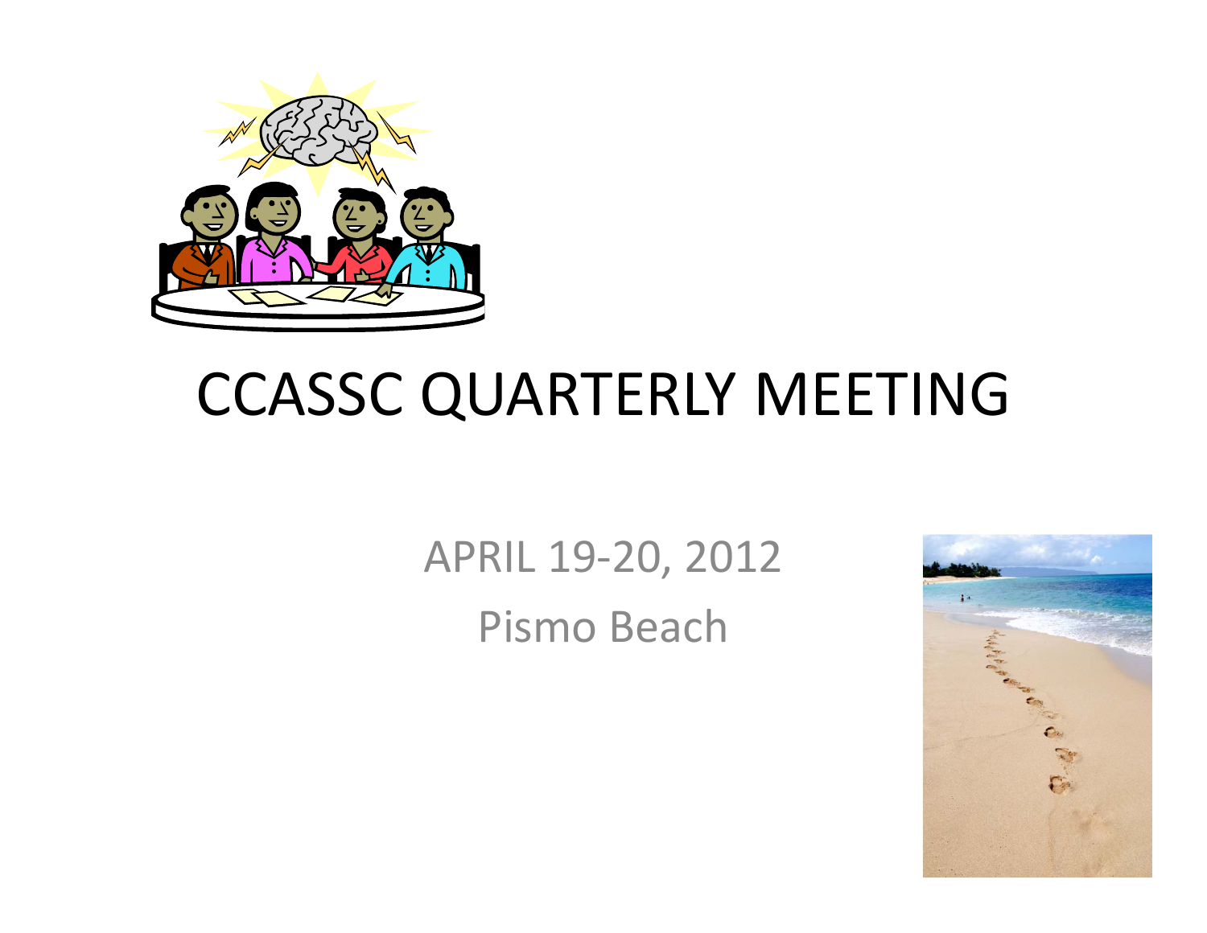# CCASSC QUARTERLY MEETING

APRIL 19-20, 2012

Pismo Beach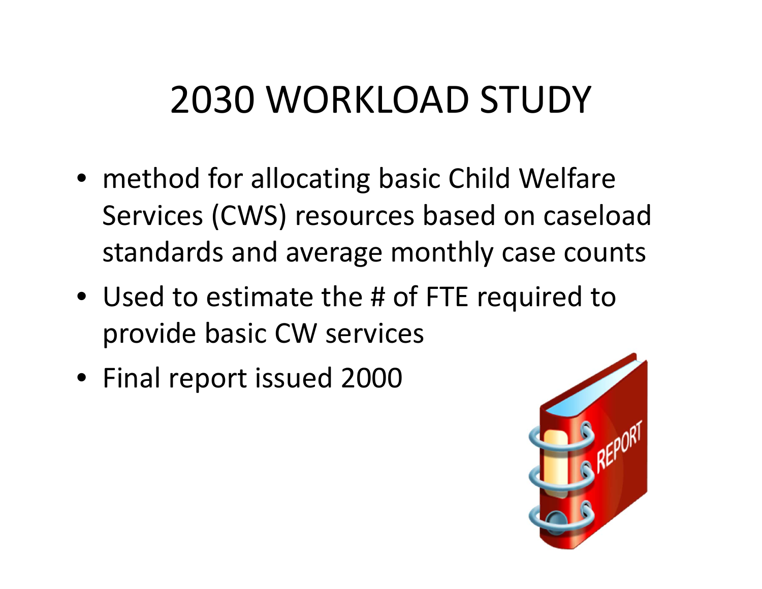# 2030 WORKLOAD STUDY

- method for allocating basic Child Welfare Services (CWS) resources based on caseload standards and average monthly case counts
- Used to estimate the # of FTE required to provide basic CW services
- Final report issued 2000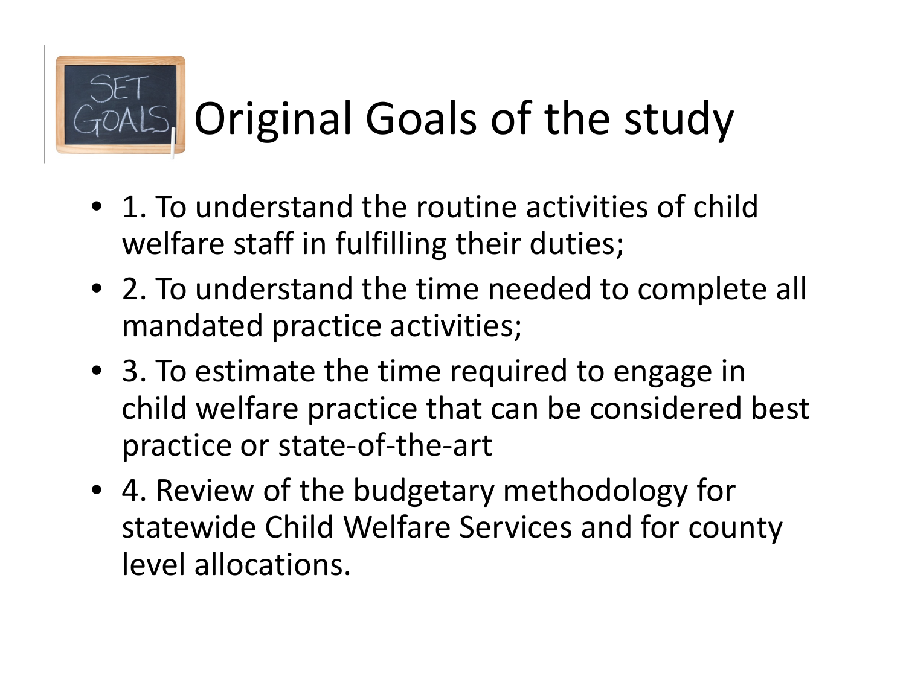# Original Goals of the study

- 1. To understand the routine activities of child welfare staff in fulfilling their duties;
- 2. To understand the time needed to complete all mandated practice activities;
- 3. To estimate the time required to engage in child welfare practice that can be considered best practice or state-of-the-art
- 4. Review of the budgetary methodology for statewide Child Welfare Services and for county level allocations.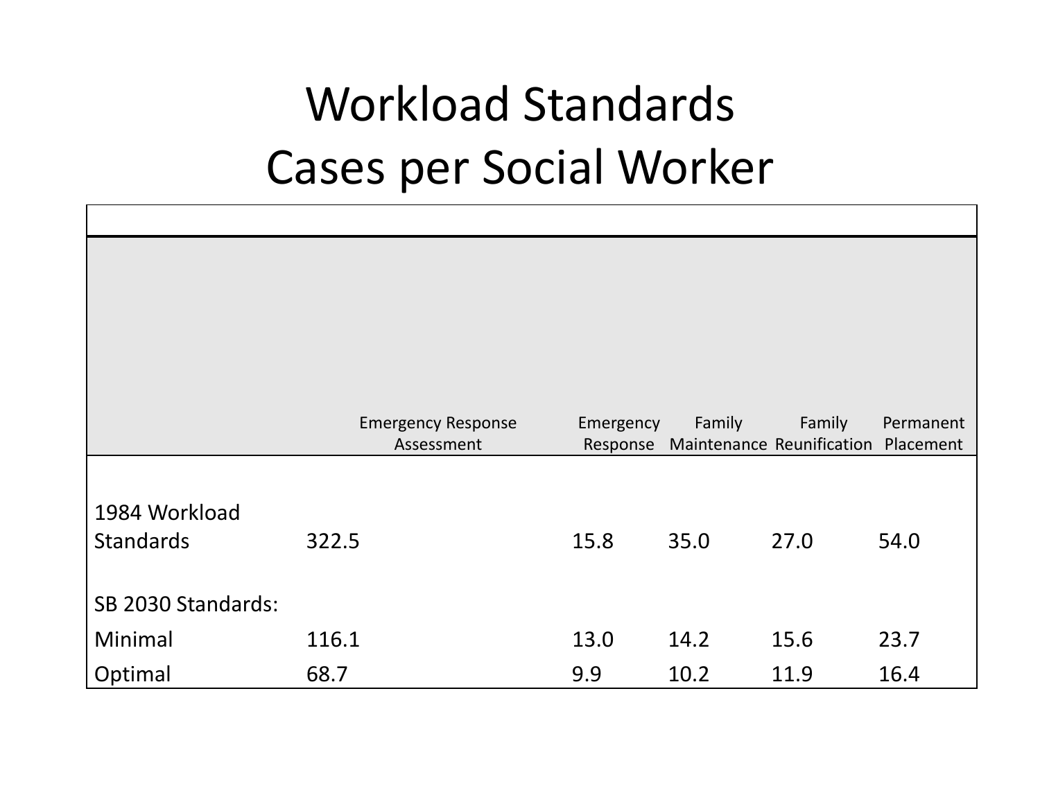# Workload Standards
# Cases per Social Worker

| | Emergency Response Assessment | Emergency Response | Family Maintenance | Family Reunification | Permanent Placement |
|---|---|---|---|---|---|
| 1984 Workload Standards | 322.5 | 15.8 | 35.0 | 27.0 | 54.0 |
| SB 2030 Standards: | | | | | |
| Minimal | 116.1 | 13.0 | 14.2 | 15.6 | 23.7 |
| Optimal | 68.7 | 9.9 | 10.2 | 11.9 | 16.4 |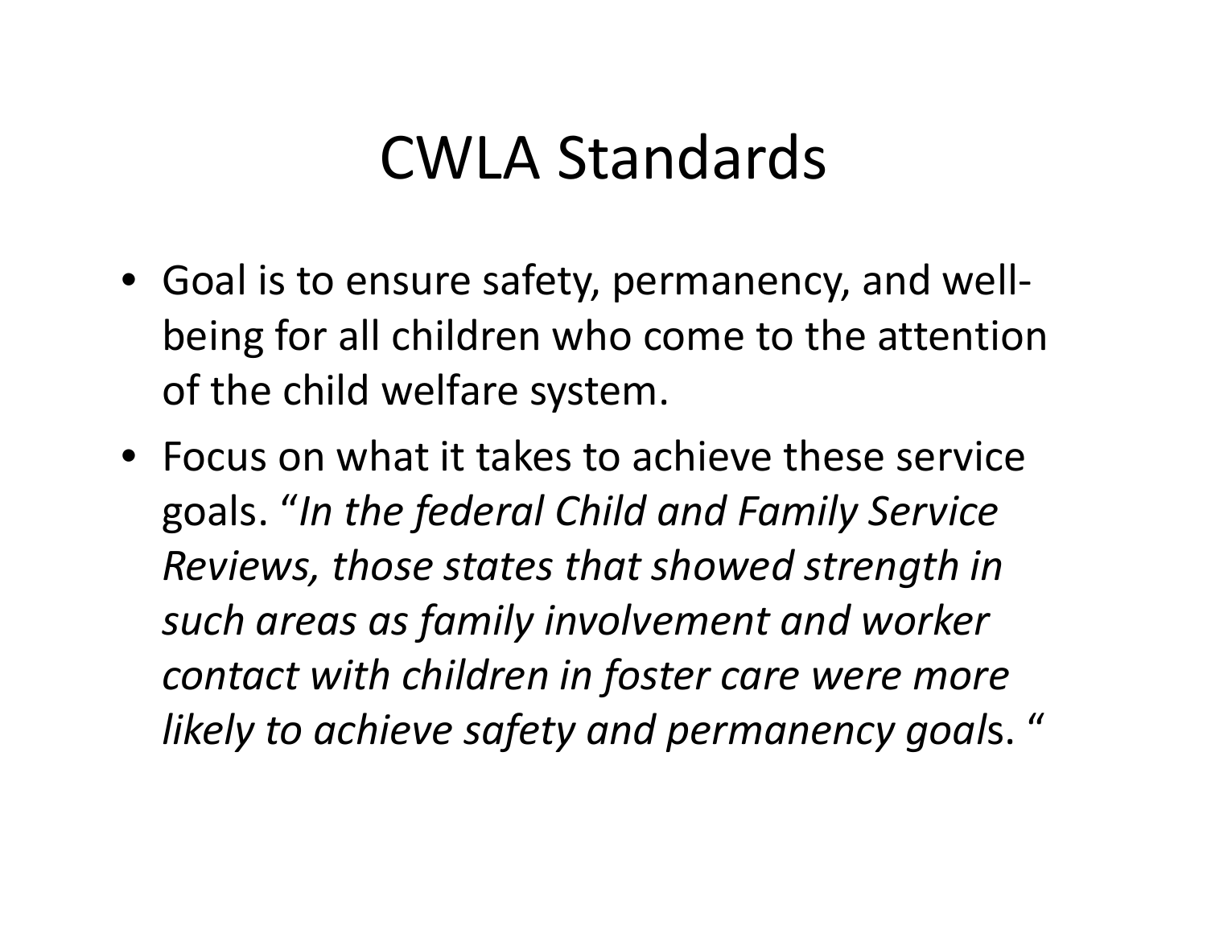# CWLA Standards

- Goal is to ensure safety, permanency, and well-being for all children who come to the attention of the child welfare system.
- Focus on what it takes to achieve these service goals. "*In the federal Child and Family Service Reviews, those states that showed strength in such areas as family involvement and worker contact with children in foster care were more likely to achieve safety and permanency goals*. "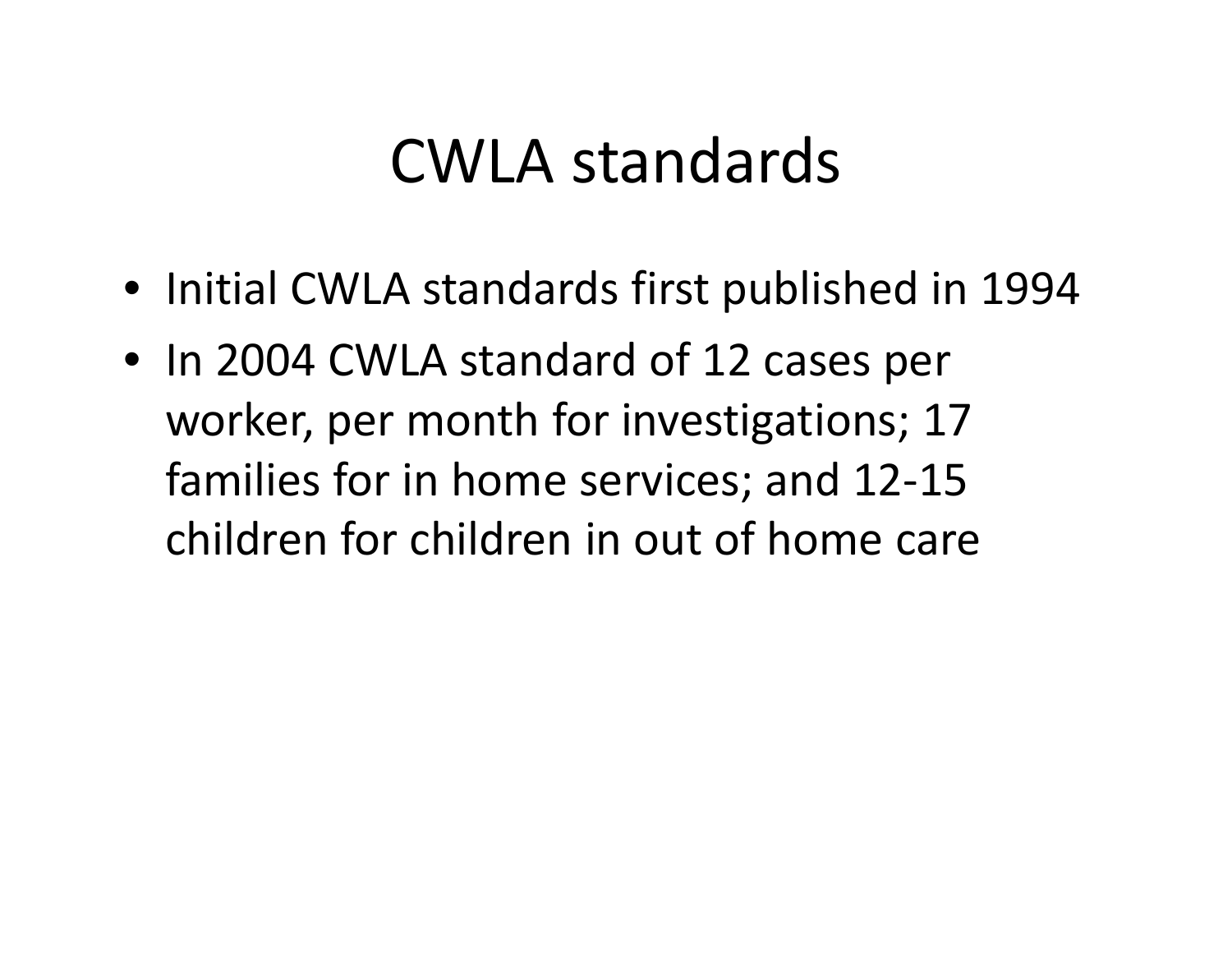# CWLA standards

- Initial CWLA standards first published in 1994
- In 2004 CWLA standard of 12 cases per worker, per month for investigations; 17 families for in home services; and 12-15 children for children in out of home care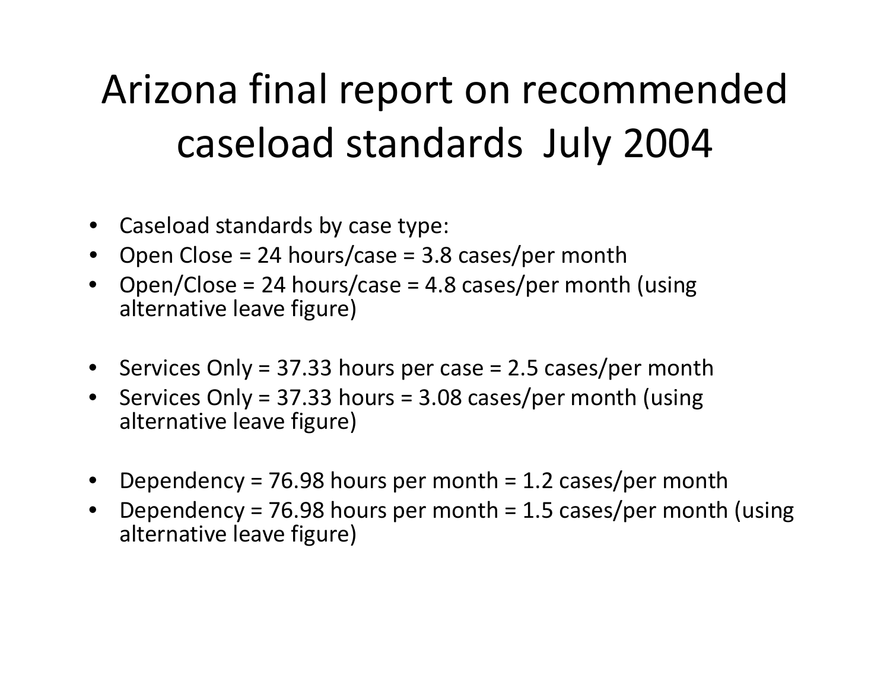# Arizona final report on recommended caseload standards July 2004

- Caseload standards by case type:
- Open Close = 24 hours/case = 3.8 cases/per month
- Open/Close = 24 hours/case = 4.8 cases/per month (using alternative leave figure)

- Services Only = 37.33 hours per case = 2.5 cases/per month
- Services Only = 37.33 hours = 3.08 cases/per month (using alternative leave figure)

- Dependency = 76.98 hours per month = 1.2 cases/per month
- Dependency = 76.98 hours per month = 1.5 cases/per month (using alternative leave figure)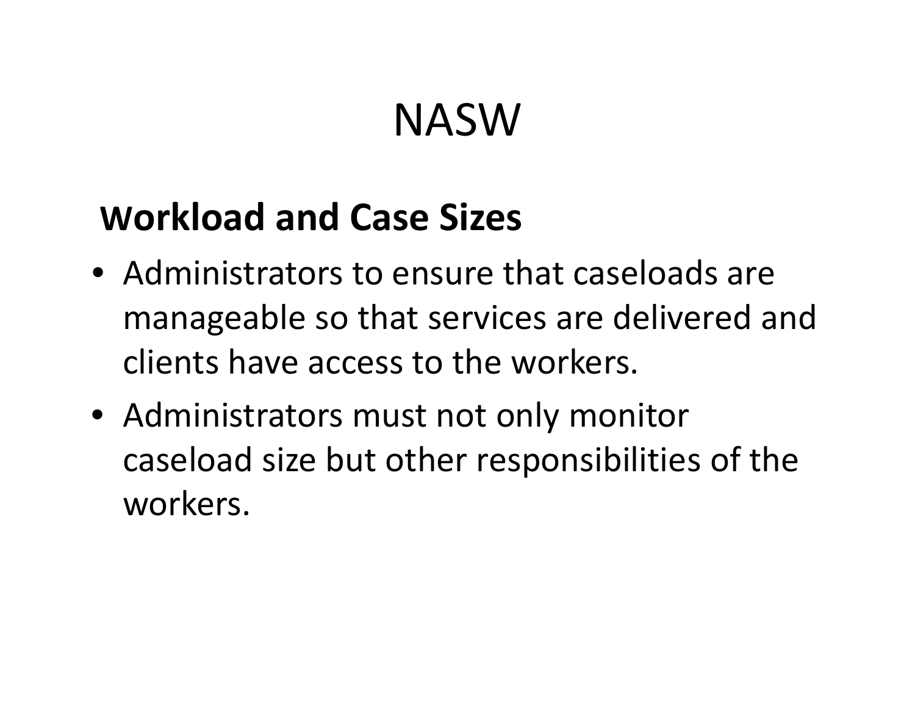# NASW

## Workload and Case Sizes

- Administrators to ensure that caseloads are manageable so that services are delivered and clients have access to the workers.
- Administrators must not only monitor caseload size but other responsibilities of the workers.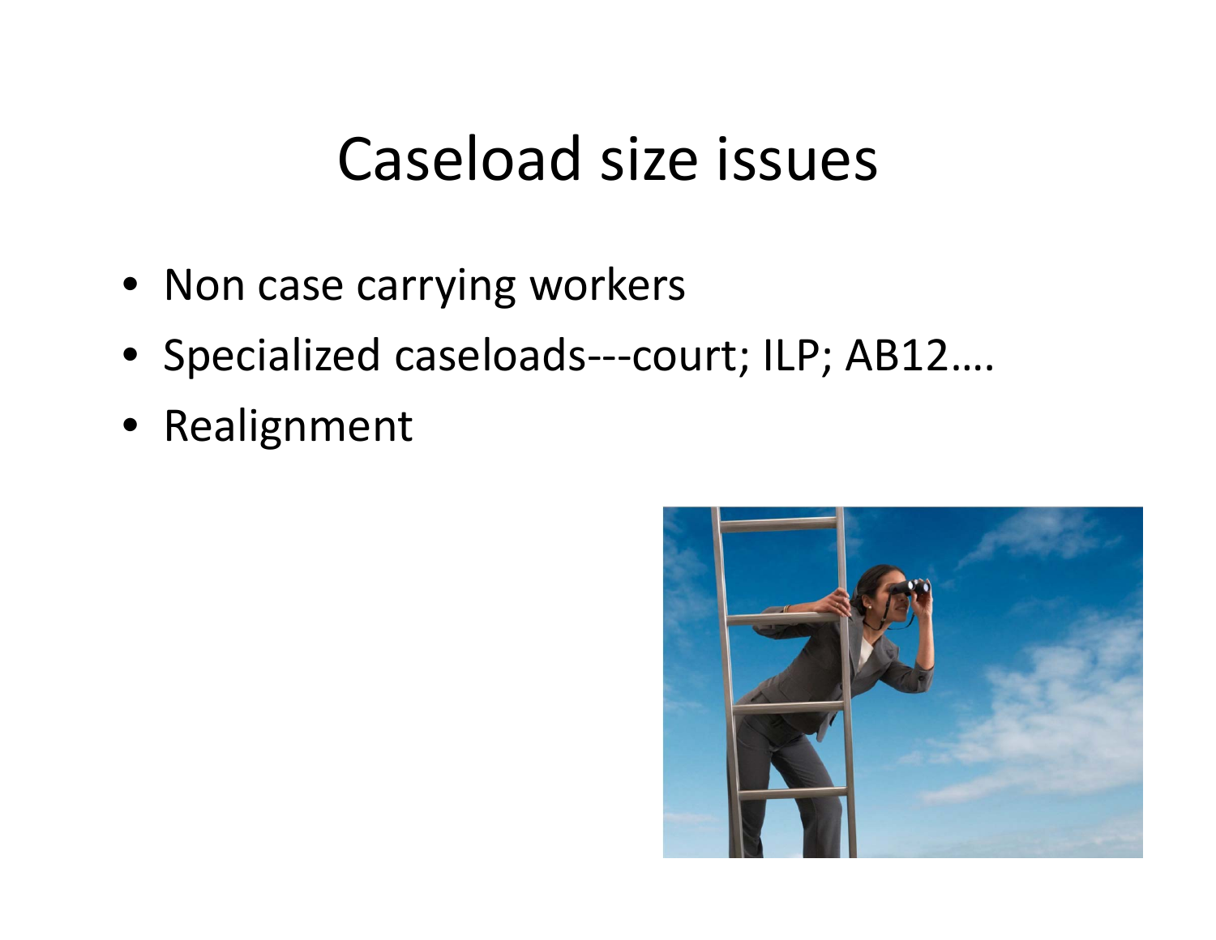# Caseload size issues

- Non case carrying workers
- Specialized caseloads---court; ILP; AB12….
- Realignment